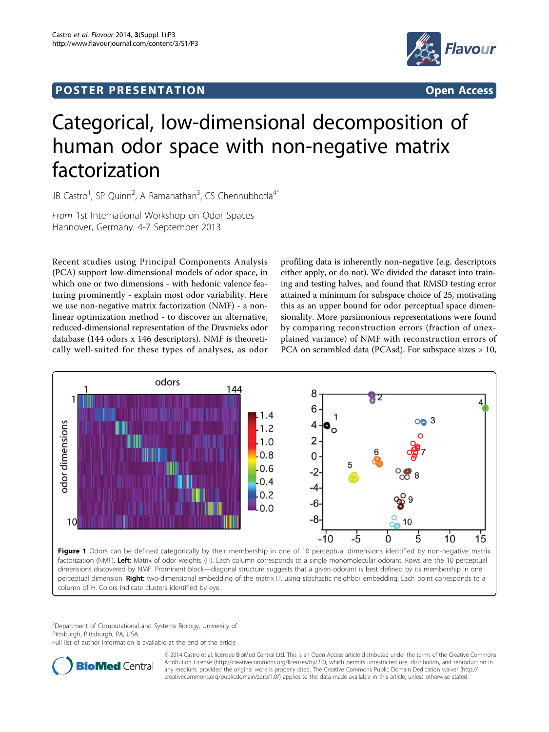## POSTER PRESENTATION

**Open Access**

# Categorical, low-dimensional decomposition of human odor space with non-negative matrix factorization

JB Castro[1], SP Quinn[2], A Ramanathan[3], CS Chennubhotla[4*]

*From* 1st International Workshop on Odor Spaces
Hannover, Germany. 4-7 September 2013

Recent studies using Principal Components Analysis (PCA) support low-dimensional models of odor space, in which one or two dimensions - with hedonic valence featuring prominently - explain most odor variability. Here we use non-negative matrix factorization (NMF) - a nonlinear optimization method - to discover an alternative, reduced-dimensional representation of the Dravnieks odor database (144 odors x 146 descriptors). NMF is theoretically well-suited for these types of analyses, as odor profiling data is inherently non-negative (e.g. descriptors either apply, or do not). We divided the dataset into training and testing halves, and found that RMSD testing error attained a minimum for subspace choice of 25, motivating this as an upper bound for odor perceptual space dimensionality. More parsimonious representations were found by comparing reconstruction errors (fraction of unexplained variance) of NMF with reconstruction errors of PCA on scrambled data (PCAsd). For subspace sizes > 10,

**Figure 1** Odors can be defined categorically by their membership in one of 10 perceptual dimensions identified by non-negative matrix factorization (NMF). **Left:** Matrix of odor weights (H). Each column corresponds to a single monomolecular odorant. Rows are the 10 perceptual dimensions discovered by NMF. Prominent block—diagonal structure suggests that a given odorant is best defined by its membership in one perceptual dimension. **Right:** two-dimensional embedding of the matrix H, using stochastic neighbor embedding. Each point corresponds to a column of H. Colors indicate clusters identified by eye.

[4]Department of Computational and Systems Biology, University of Pittsburgh, Pittsburgh, PA, USA
Full list of author information is available at the end of the article

© 2014 Castro et al; licensee BioMed Central Ltd. This is an Open Access article distributed under the terms of the Creative Commons Attribution License (http://creativecommons.org/licenses/by/2.0), which permits unrestricted use, distribution, and reproduction in any medium, provided the original work is properly cited. The Creative Commons Public Domain Dedication waiver (http://creativecommons.org/publicdomain/zero/1.0/) applies to the data made available in this article, unless otherwise stated.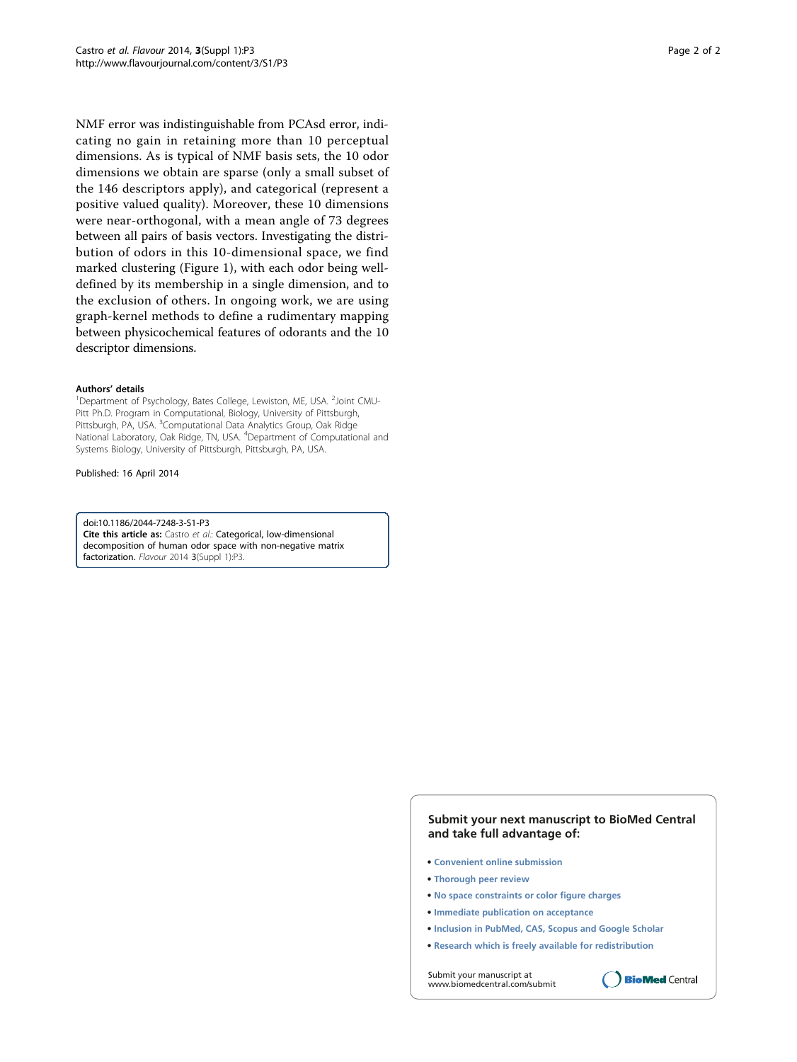NMF error was indistinguishable from PCAsd error, indicating no gain in retaining more than 10 perceptual dimensions. As is typical of NMF basis sets, the 10 odor dimensions we obtain are sparse (only a small subset of the 146 descriptors apply), and categorical (represent a positive valued quality). Moreover, these 10 dimensions were near-orthogonal, with a mean angle of 73 degrees between all pairs of basis vectors. Investigating the distribution of odors in this 10-dimensional space, we find marked clustering (Figure 1), with each odor being well-defined by its membership in a single dimension, and to the exclusion of others. In ongoing work, we are using graph-kernel methods to define a rudimentary mapping between physicochemical features of odorants and the 10 descriptor dimensions.

#### Authors' details

[1]Department of Psychology, Bates College, Lewiston, ME, USA. [2]Joint CMU-Pitt Ph.D. Program in Computational, Biology, University of Pittsburgh, Pittsburgh, PA, USA. [3]Computational Data Analytics Group, Oak Ridge National Laboratory, Oak Ridge, TN, USA. [4]Department of Computational and Systems Biology, University of Pittsburgh, Pittsburgh, PA, USA.

Published: 16 April 2014

doi:10.1186/2044-7248-3-S1-P3
**Cite this article as:** Castro *et al.*: Categorical, low-dimensional decomposition of human odor space with non-negative matrix factorization. *Flavour* 2014 **3**(Suppl 1):P3.

**Submit your next manuscript to BioMed Central and take full advantage of:**

- Convenient online submission
- Thorough peer review
- No space constraints or color figure charges
- Immediate publication on acceptance
- Inclusion in PubMed, CAS, Scopus and Google Scholar
- Research which is freely available for redistribution

Submit your manuscript at
www.biomedcentral.com/submit

BioMed Central